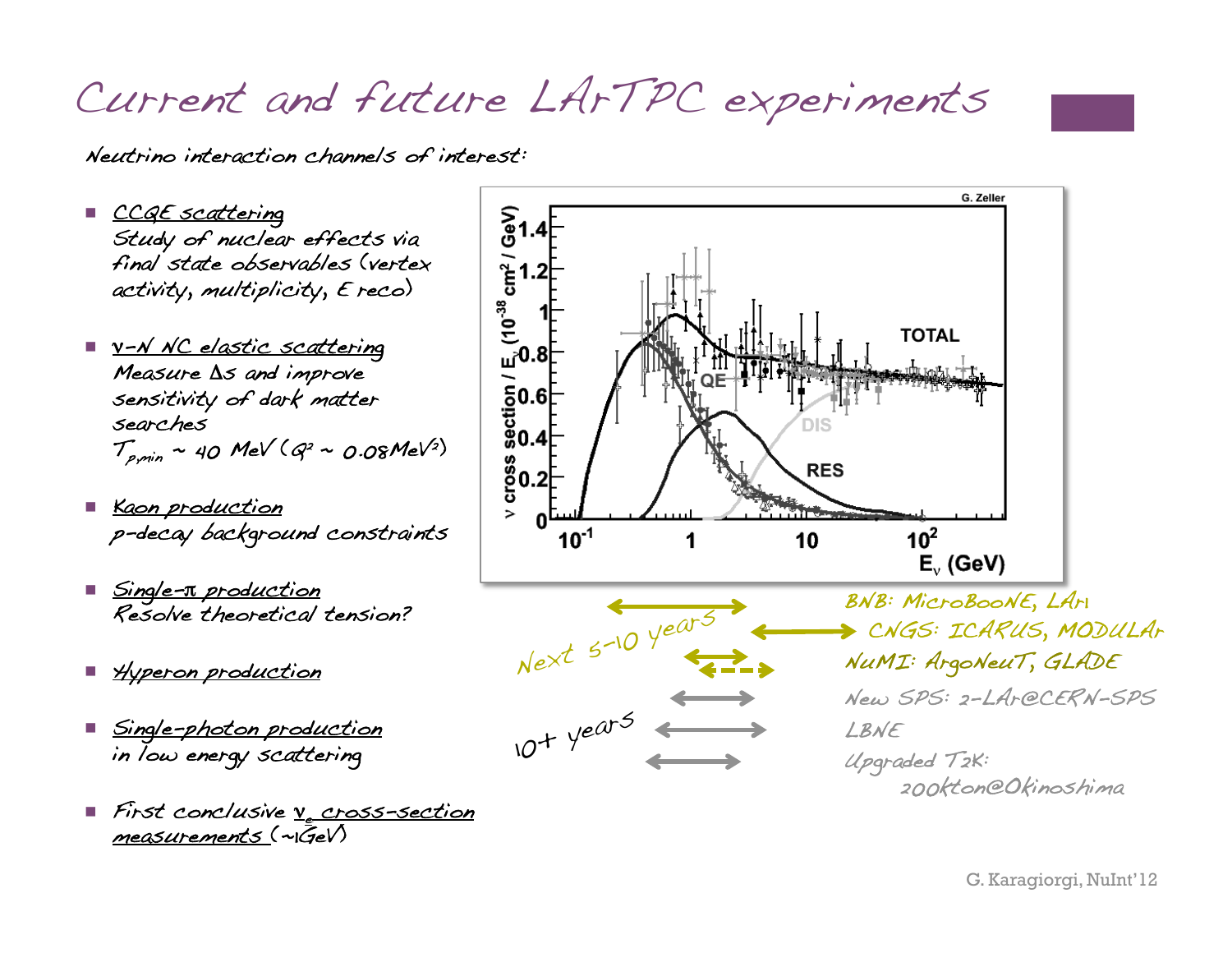# Current and future LArTPC experiments

*Neutrino interaction channels of interest:*

- CCQE scattering
  Study of nuclear effects via final state observables (vertex activity, multiplicity, E reco)
- ν-N NC elastic scattering
  Measure Δs and improve sensitivity of dark matter searches
  $T_{p,min}$ ~ 40 MeV ($Q^2$ ~ 0.08MeV$^2$)
- Kaon production
  p-decay background constraints
- Single-π production
  Resolve theoretical tension?
- Hyperon production
- Single-photon production
  in low energy scattering
- First conclusive $\nu_e$ cross-section measurements (~1GeV)

Next 5-10 years:

- BNB: MicroBooNE, LAr1
- CNGS: ICARUS, MODULAr
- NuMI: ArgoNeuT, GLADE

10+ years:

- New SPS: 2-LAr@CERN-SPS
- LBNE
- Upgraded T2K: 200kton@Okinoshima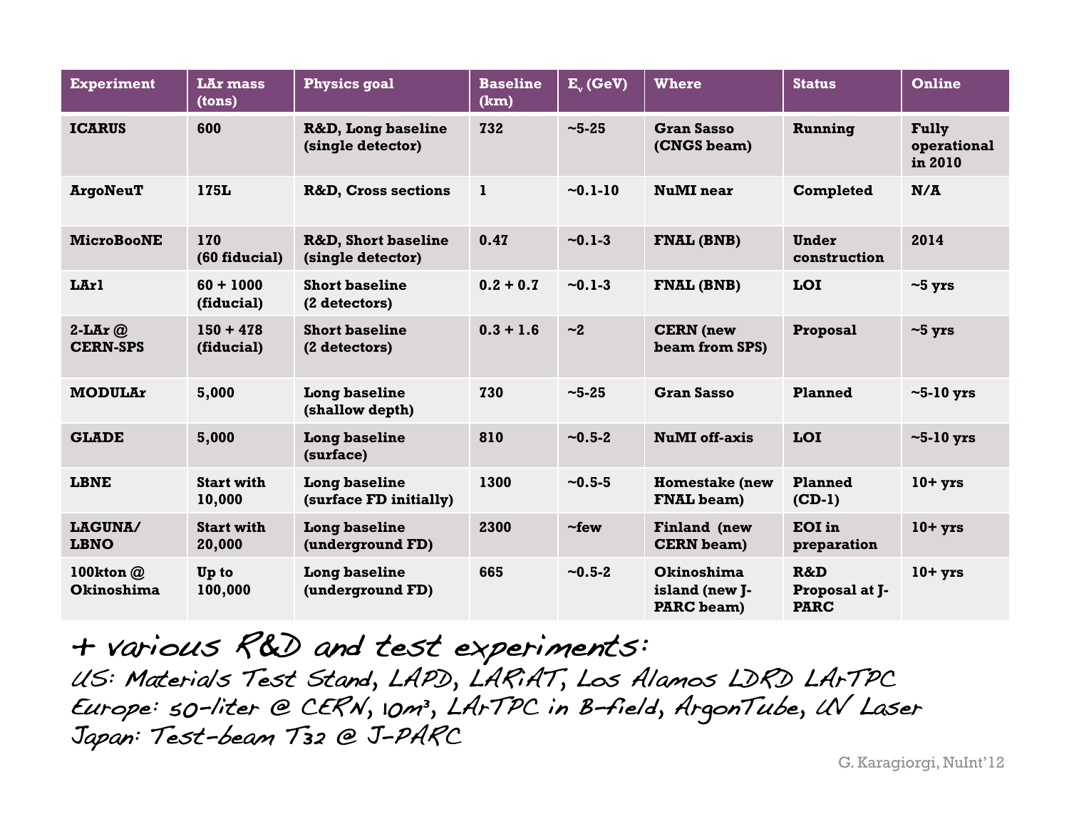| Experiment | LAr mass (tons) | Physics goal | Baseline (km) | $E_\nu$ (GeV) | Where | Status | Online |
|---|---|---|---|---|---|---|---|
| **ICARUS** | 600 | R&D, Long baseline (single detector) | 732 | ~5-25 | Gran Sasso (CNGS beam) | Running | Fully operational in 2010 |
| **ArgoNeuT** | 175L | R&D, Cross sections | 1 | ~0.1-10 | NuMI near | Completed | N/A |
| **MicroBooNE** | 170 (60 fiducial) | R&D, Short baseline (single detector) | 0.47 | ~0.1-3 | FNAL (BNB) | Under construction | 2014 |
| **LAr1** | 60 + 1000 (fiducial) | Short baseline (2 detectors) | 0.2 + 0.7 | ~0.1-3 | FNAL (BNB) | LOI | ~5 yrs |
| **2-LAr @ CERN-SPS** | 150 + 478 (fiducial) | Short baseline (2 detectors) | 0.3 + 1.6 | ~2 | CERN (new beam from SPS) | Proposal | ~5 yrs |
| **MODULAr** | 5,000 | Long baseline (shallow depth) | 730 | ~5-25 | Gran Sasso | Planned | ~5-10 yrs |
| **GLADE** | 5,000 | Long baseline (surface) | 810 | ~0.5-2 | NuMI off-axis | LOI | ~5-10 yrs |
| **LBNE** | Start with 10,000 | Long baseline (surface FD initially) | 1300 | ~0.5-5 | Homestake (new FNAL beam) | Planned (CD-1) | 10+ yrs |
| **LAGUNA/ LBNO** | Start with 20,000 | Long baseline (underground FD) | 2300 | ~few | Finland (new CERN beam) | EOI in preparation | 10+ yrs |
| **100kton @ Okinoshima** | Up to 100,000 | Long baseline (underground FD) | 665 | ~0.5-2 | Okinoshima island (new J-PARC beam) | R&D Proposal at J-PARC | 10+ yrs |

+ various R&D and test experiments:
US: Materials Test Stand, LAPD, LARiAT, Los Alamos LDRD LArTPC
Europe: 50-liter @ CERN, 10m³, LArTPC in B-field, ArgonTube, UV Laser
Japan: Test-beam T32 @ J-PARC

G. Karagiorgi, NuInt'12